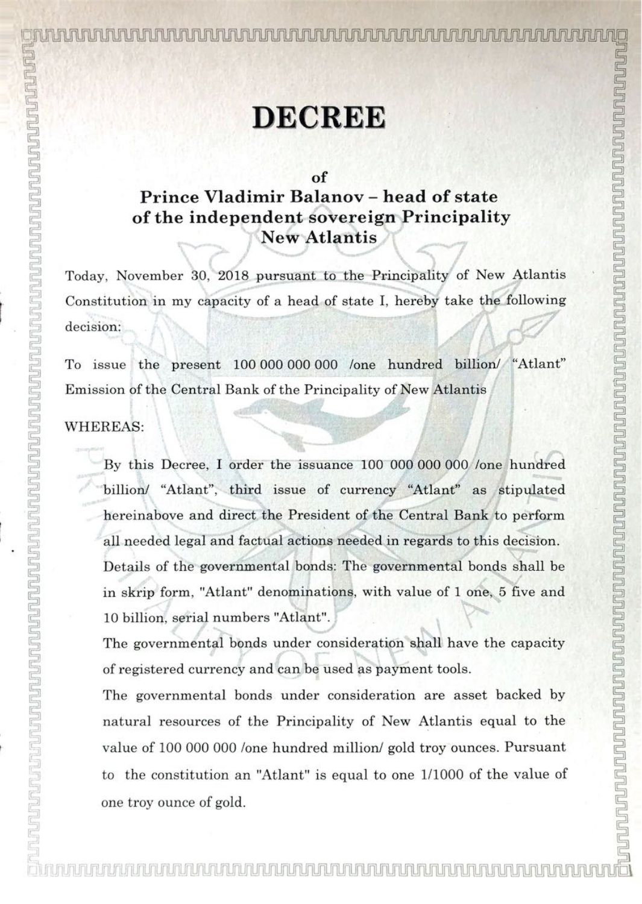# DECREE

**of**
**Prince Vladimir Balanov – head of state of the independent sovereign Principality New Atlantis**

Today, November 30, 2018 pursuant to the Principality of New Atlantis Constitution in my capacity of a head of state I, hereby take the following decision:

To issue the present 100 000 000 000 /one hundred billion/ "Atlant" Emission of the Central Bank of the Principality of New Atlantis

WHEREAS:

By this Decree, I order the issuance 100 000 000 000 /one hundred billion/ "Atlant", third issue of currency "Atlant" as stipulated hereinabove and direct the President of the Central Bank to perform all needed legal and factual actions needed in regards to this decision.

Details of the governmental bonds: The governmental bonds shall be in skrip form, "Atlant" denominations, with value of 1 one, 5 five and 10 billion, serial numbers "Atlant".

The governmental bonds under consideration shall have the capacity of registered currency and can be used as payment tools.

The governmental bonds under consideration are asset backed by natural resources of the Principality of New Atlantis equal to the value of 100 000 000 /one hundred million/ gold troy ounces. Pursuant to the constitution an "Atlant" is equal to one 1/1000 of the value of one troy ounce of gold.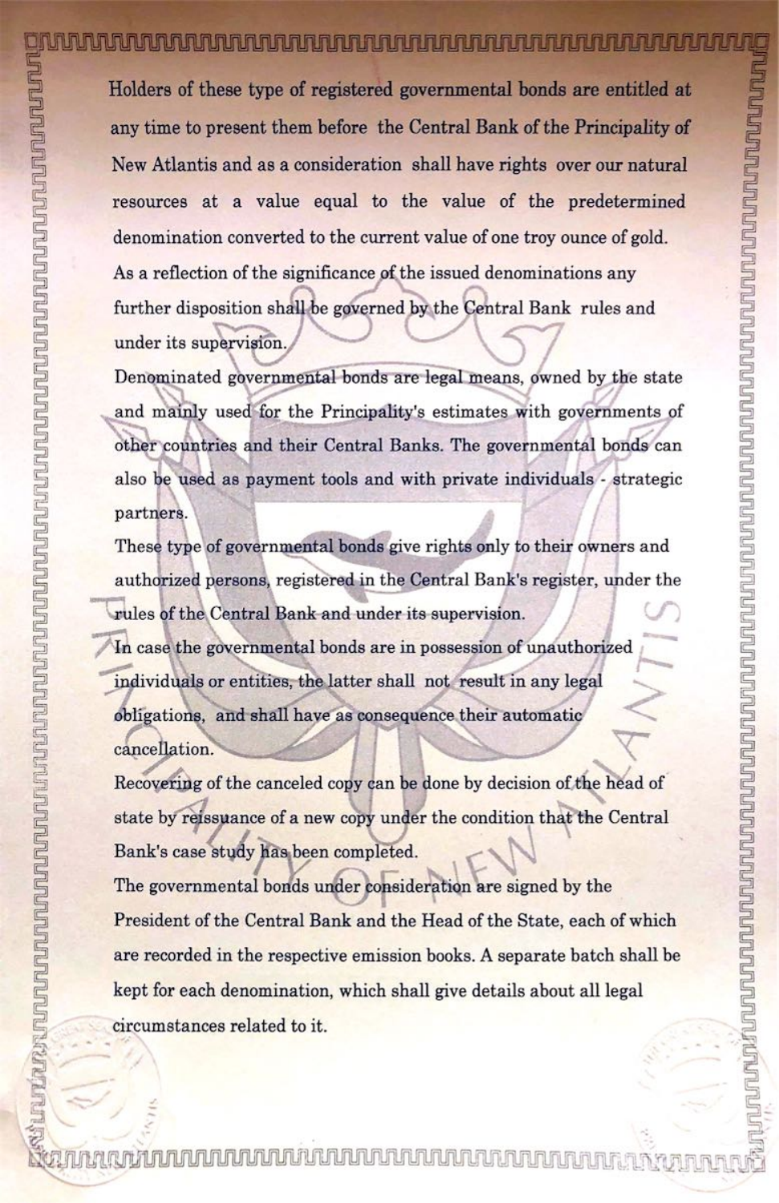Holders of these type of registered governmental bonds are entitled at any time to present them before the Central Bank of the Principality of New Atlantis and as a consideration shall have rights over our natural resources at a value equal to the value of the predetermined denomination converted to the current value of one troy ounce of gold.

As a reflection of the significance of the issued denominations any further disposition shall be governed by the Central Bank rules and under its supervision.

Denominated governmental bonds are legal means, owned by the state and mainly used for the Principality's estimates with governments of other countries and their Central Banks. The governmental bonds can also be used as payment tools and with private individuals - strategic partners.

These type of governmental bonds give rights only to their owners and authorized persons, registered in the Central Bank's register, under the rules of the Central Bank and under its supervision.

In case the governmental bonds are in possession of unauthorized individuals or entities, the latter shall not result in any legal obligations, and shall have as consequence their automatic cancellation.

Recovering of the canceled copy can be done by decision of the head of state by reissuance of a new copy under the condition that the Central Bank's case study has been completed.

The governmental bonds under consideration are signed by the President of the Central Bank and the Head of the State, each of which are recorded in the respective emission books. A separate batch shall be kept for each denomination, which shall give details about all legal circumstances related to it.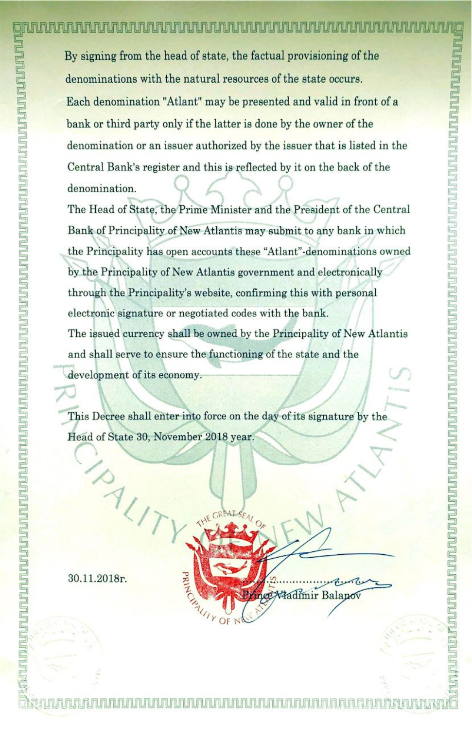By signing from the head of state, the factual provisioning of the denominations with the natural resources of the state occurs.

Each denomination "Atlant" may be presented and valid in front of a bank or third party only if the latter is done by the owner of the denomination or an issuer authorized by the issuer that is listed in the Central Bank's register and this is reflected by it on the back of the denomination.

The Head of State, the Prime Minister and the President of the Central Bank of Principality of New Atlantis may submit to any bank in which the Principality has open accounts these "Atlant"-denominations owned by the Principality of New Atlantis government and electronically through the Principality's website, confirming this with personal electronic signature or negotiated codes with the bank.

The issued currency shall be owned by the Principality of New Atlantis and shall serve to ensure the functioning of the state and the development of its economy.

This Decree shall enter into force on the day of its signature by the Head of State 30, November 2018 year.

30.11.2018г.

THE GREAT SEAL OF PRINCIPALITY OF NEW ATLANTIS

Prince Vladimir Balanov